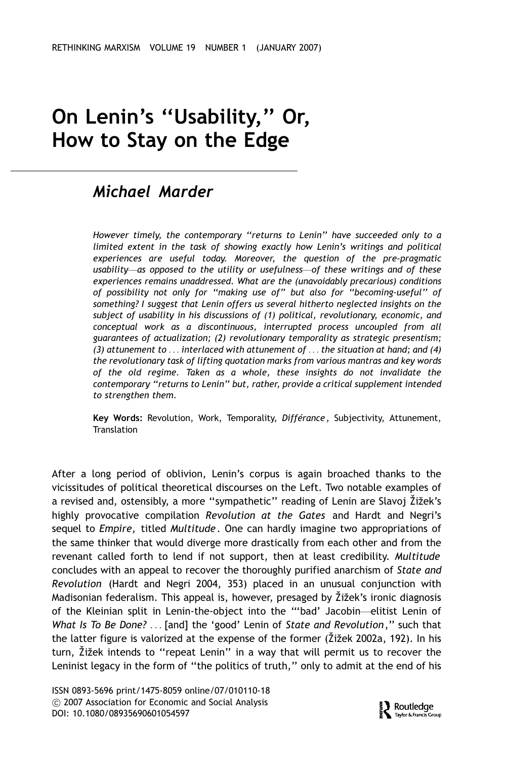# On Lenin's "Usability," Or, How to Stay on the Edge

## *Michael Marder*

*However timely, the contemporary "returns to Lenin" have succeeded only to a limited extent in the task of showing exactly how Lenin's writings and political experiences are useful today. Moreover, the question of the pre-pragmatic usability—as opposed to the utility or usefulness—of these writings and of these experiences remains unaddressed. What are the (unavoidably precarious) conditions of possibility not only for "making use of" but also for "becoming-useful" of something? I suggest that Lenin offers us several hitherto neglected insights on the subject of usability in his discussions of (1) political, revolutionary, economic, and conceptual work as a discontinuous, interrupted process uncoupled from all guarantees of actualization; (2) revolutionary temporality as strategic presentism; (3) attunement to ... interlaced with attunement of ... the situation at hand; and (4) the revolutionary task of lifting quotation marks from various mantras and key words of the old regime. Taken as a whole, these insights do not invalidate the contemporary "returns to Lenin" but, rather, provide a critical supplement intended to strengthen them.*

**Key Words:** Revolution, Work, Temporality, *Différance*, Subjectivity, Attunement, Translation

After a long period of oblivion, Lenin's corpus is again broached thanks to the vicissitudes of political theoretical discourses on the Left. Two notable examples of a revised and, ostensibly, a more "sympathetic" reading of Lenin are Slavoj Žižek's highly provocative compilation *Revolution at the Gates* and Hardt and Negri's sequel to *Empire,* titled *Multitude*. One can hardly imagine two appropriations of the same thinker that would diverge more drastically from each other and from the revenant called forth to lend if not support, then at least credibility. *Multitude* concludes with an appeal to recover the thoroughly purified anarchism of *State and Revolution* (Hardt and Negri 2004, 353) placed in an unusual conjunction with Madisonian federalism. This appeal is, however, presaged by Žižek's ironic diagnosis of the Kleinian split in Lenin-the-object into the "'bad' Jacobin—elitist Lenin of *What Is To Be Done?* ... [and] the 'good' Lenin of *State and Revolution*," such that the latter figure is valorized at the expense of the former (Žižek 2002a, 192). In his turn, Žižek intends to "repeat Lenin" in a way that will permit us to recover the Leninist legacy in the form of "the politics of truth," only to admit at the end of his

ISSN 0893-5696 print/1475-8059 online/07/010110-18
© 2007 Association for Economic and Social Analysis
DOI: 10.1080/08935690601054597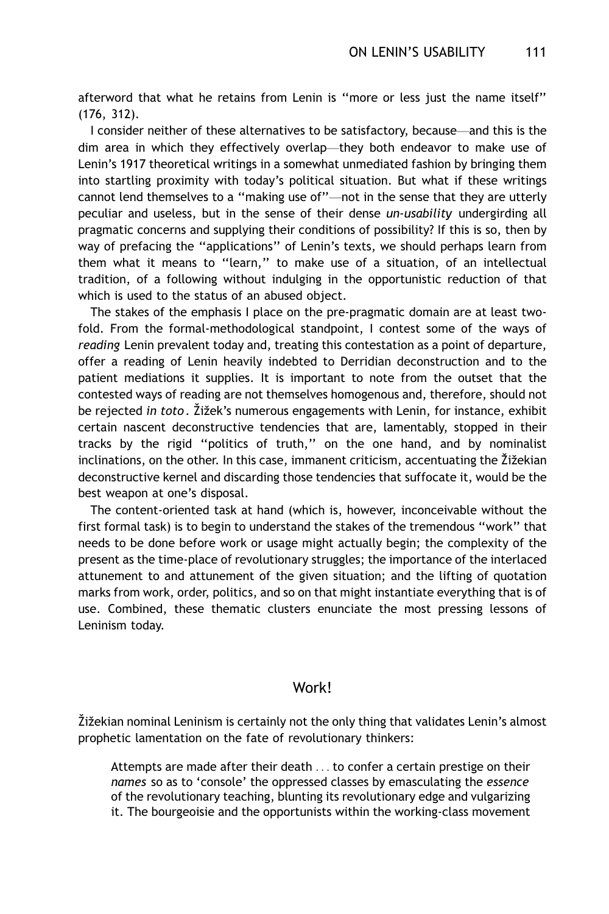afterword that what he retains from Lenin is "more or less just the name itself" (176, 312).

I consider neither of these alternatives to be satisfactory, because—and this is the dim area in which they effectively overlap—they both endeavor to make use of Lenin's 1917 theoretical writings in a somewhat unmediated fashion by bringing them into startling proximity with today's political situation. But what if these writings cannot lend themselves to a "making use of"—not in the sense that they are utterly peculiar and useless, but in the sense of their dense *un-usability* undergirding all pragmatic concerns and supplying their conditions of possibility? If this is so, then by way of prefacing the "applications" of Lenin's texts, we should perhaps learn from them what it means to "learn," to make use of a situation, of an intellectual tradition, of a following without indulging in the opportunistic reduction of that which is used to the status of an abused object.

The stakes of the emphasis I place on the pre-pragmatic domain are at least twofold. From the formal-methodological standpoint, I contest some of the ways of *reading* Lenin prevalent today and, treating this contestation as a point of departure, offer a reading of Lenin heavily indebted to Derridian deconstruction and to the patient mediations it supplies. It is important to note from the outset that the contested ways of reading are not themselves homogenous and, therefore, should not be rejected *in toto*. Žižek's numerous engagements with Lenin, for instance, exhibit certain nascent deconstructive tendencies that are, lamentably, stopped in their tracks by the rigid "politics of truth," on the one hand, and by nominalist inclinations, on the other. In this case, immanent criticism, accentuating the Žižekian deconstructive kernel and discarding those tendencies that suffocate it, would be the best weapon at one's disposal.

The content-oriented task at hand (which is, however, inconceivable without the first formal task) is to begin to understand the stakes of the tremendous "work" that needs to be done before work or usage might actually begin; the complexity of the present as the time-place of revolutionary struggles; the importance of the interlaced attunement to and attunement of the given situation; and the lifting of quotation marks from work, order, politics, and so on that might instantiate everything that is of use. Combined, these thematic clusters enunciate the most pressing lessons of Leninism today.

## Work!

Žižekian nominal Leninism is certainly not the only thing that validates Lenin's almost prophetic lamentation on the fate of revolutionary thinkers:

> Attempts are made after their death ... to confer a certain prestige on their *names* so as to 'console' the oppressed classes by emasculating the *essence* of the revolutionary teaching, blunting its revolutionary edge and vulgarizing it. The bourgeoisie and the opportunists within the working-class movement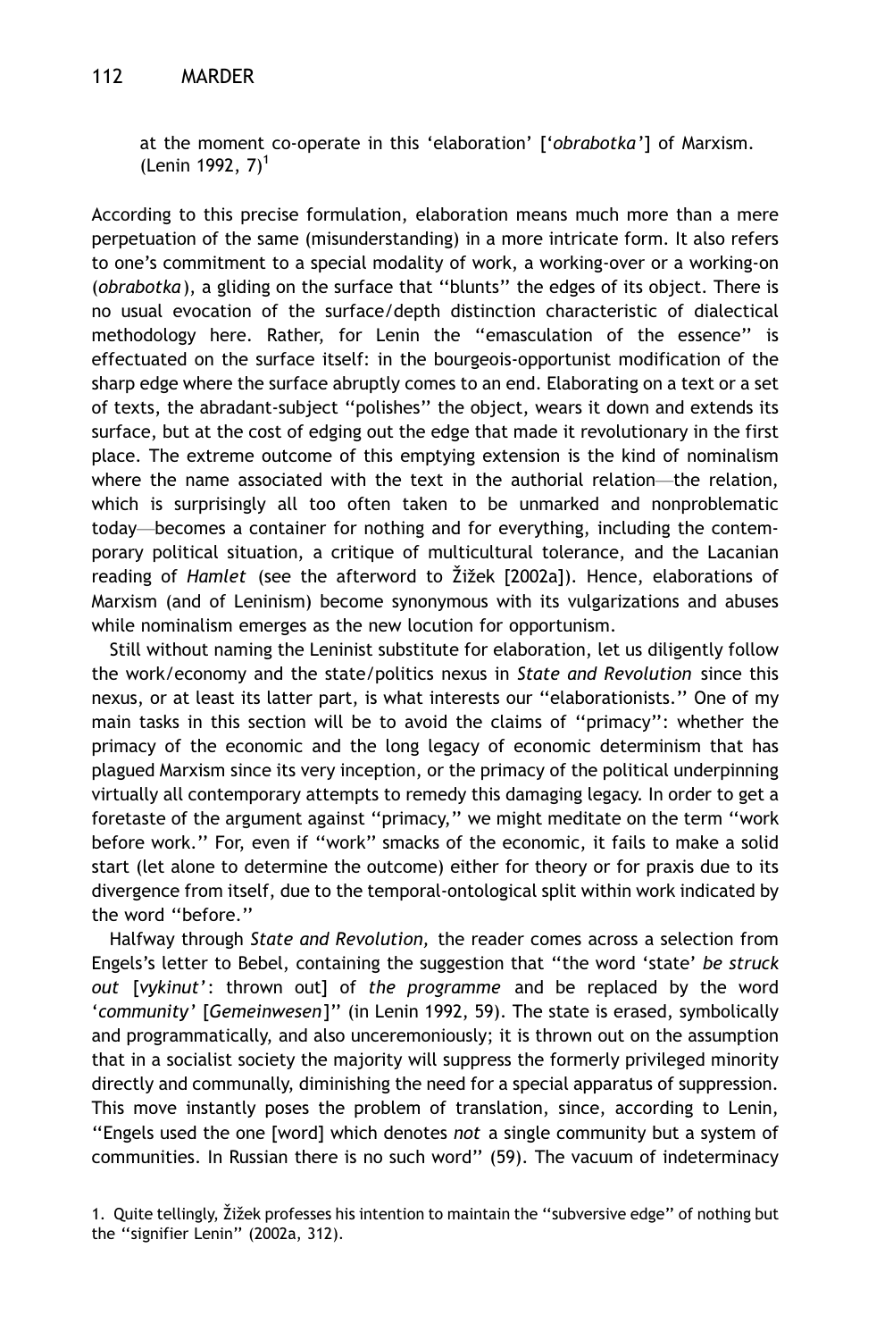at the moment co-operate in this 'elaboration' ['*obrabotka*'] of Marxism. (Lenin 1992, 7)[1]

According to this precise formulation, elaboration means much more than a mere perpetuation of the same (misunderstanding) in a more intricate form. It also refers to one's commitment to a special modality of work, a working-over or a working-on (*obrabotka*), a gliding on the surface that "blunts" the edges of its object. There is no usual evocation of the surface/depth distinction characteristic of dialectical methodology here. Rather, for Lenin the "emasculation of the essence" is effectuated on the surface itself: in the bourgeois-opportunist modification of the sharp edge where the surface abruptly comes to an end. Elaborating on a text or a set of texts, the abradant-subject "polishes" the object, wears it down and extends its surface, but at the cost of edging out the edge that made it revolutionary in the first place. The extreme outcome of this emptying extension is the kind of nominalism where the name associated with the text in the authorial relation—the relation, which is surprisingly all too often taken to be unmarked and nonproblematic today—becomes a container for nothing and for everything, including the contemporary political situation, a critique of multicultural tolerance, and the Lacanian reading of *Hamlet* (see the afterword to Žižek [2002a]). Hence, elaborations of Marxism (and of Leninism) become synonymous with its vulgarizations and abuses while nominalism emerges as the new locution for opportunism.

Still without naming the Leninist substitute for elaboration, let us diligently follow the work/economy and the state/politics nexus in *State and Revolution* since this nexus, or at least its latter part, is what interests our "elaborationists." One of my main tasks in this section will be to avoid the claims of "primacy": whether the primacy of the economic and the long legacy of economic determinism that has plagued Marxism since its very inception, or the primacy of the political underpinning virtually all contemporary attempts to remedy this damaging legacy. In order to get a foretaste of the argument against "primacy," we might meditate on the term "work before work." For, even if "work" smacks of the economic, it fails to make a solid start (let alone to determine the outcome) either for theory or for praxis due to its divergence from itself, due to the temporal-ontological split within work indicated by the word "before."

Halfway through *State and Revolution,* the reader comes across a selection from Engels's letter to Bebel, containing the suggestion that "the word 'state' *be struck out* [*vykinut'*: thrown out] of *the programme* and be replaced by the word '*community*' [*Gemeinwesen*]" (in Lenin 1992, 59). The state is erased, symbolically and programmatically, and also unceremoniously; it is thrown out on the assumption that in a socialist society the majority will suppress the formerly privileged minority directly and communally, diminishing the need for a special apparatus of suppression. This move instantly poses the problem of translation, since, according to Lenin, "Engels used the one [word] which denotes *not* a single community but a system of communities. In Russian there is no such word" (59). The vacuum of indeterminacy

1. Quite tellingly, Žižek professes his intention to maintain the "subversive edge" of nothing but the "signifier Lenin" (2002a, 312).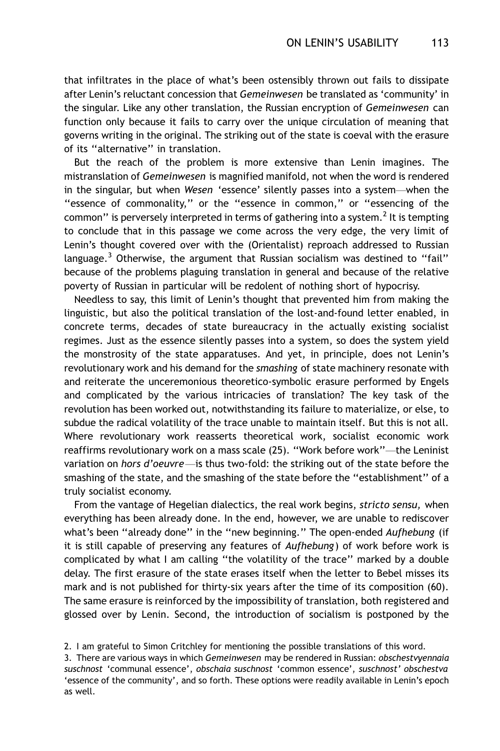that infiltrates in the place of what's been ostensibly thrown out fails to dissipate after Lenin's reluctant concession that *Gemeinwesen* be translated as 'community' in the singular. Like any other translation, the Russian encryption of *Gemeinwesen* can function only because it fails to carry over the unique circulation of meaning that governs writing in the original. The striking out of the state is coeval with the erasure of its "alternative" in translation.

But the reach of the problem is more extensive than Lenin imagines. The mistranslation of *Gemeinwesen* is magnified manifold, not when the word is rendered in the singular, but when *Wesen* 'essence' silently passes into a system—when the "essence of commonality," or the "essence in common," or "essencing of the common" is perversely interpreted in terms of gathering into a system.[2] It is tempting to conclude that in this passage we come across the very edge, the very limit of Lenin's thought covered over with the (Orientalist) reproach addressed to Russian language.[3] Otherwise, the argument that Russian socialism was destined to "fail" because of the problems plaguing translation in general and because of the relative poverty of Russian in particular will be redolent of nothing short of hypocrisy.

Needless to say, this limit of Lenin's thought that prevented him from making the linguistic, but also the political translation of the lost-and-found letter enabled, in concrete terms, decades of state bureaucracy in the actually existing socialist regimes. Just as the essence silently passes into a system, so does the system yield the monstrosity of the state apparatuses. And yet, in principle, does not Lenin's revolutionary work and his demand for the *smashing* of state machinery resonate with and reiterate the unceremonious theoretico-symbolic erasure performed by Engels and complicated by the various intricacies of translation? The key task of the revolution has been worked out, notwithstanding its failure to materialize, or else, to subdue the radical volatility of the trace unable to maintain itself. But this is not all. Where revolutionary work reasserts theoretical work, socialist economic work reaffirms revolutionary work on a mass scale (25). "Work before work"—the Leninist variation on *hors d'oeuvre*—is thus two-fold: the striking out of the state before the smashing of the state, and the smashing of the state before the "establishment" of a truly socialist economy.

From the vantage of Hegelian dialectics, the real work begins, *stricto sensu,* when everything has been already done. In the end, however, we are unable to rediscover what's been "already done" in the "new beginning." The open-ended *Aufhebung* (if it is still capable of preserving any features of *Aufhebung*) of work before work is complicated by what I am calling "the volatility of the trace" marked by a double delay. The first erasure of the state erases itself when the letter to Bebel misses its mark and is not published for thirty-six years after the time of its composition (60). The same erasure is reinforced by the impossibility of translation, both registered and glossed over by Lenin. Second, the introduction of socialism is postponed by the

2. I am grateful to Simon Critchley for mentioning the possible translations of this word.

3. There are various ways in which *Gemeinwesen* may be rendered in Russian: *obschestvyennaia suschnost* 'communal essence', *obschaia suschnost* 'common essence', *suschnost' obschestva* 'essence of the community', and so forth. These options were readily available in Lenin's epoch as well.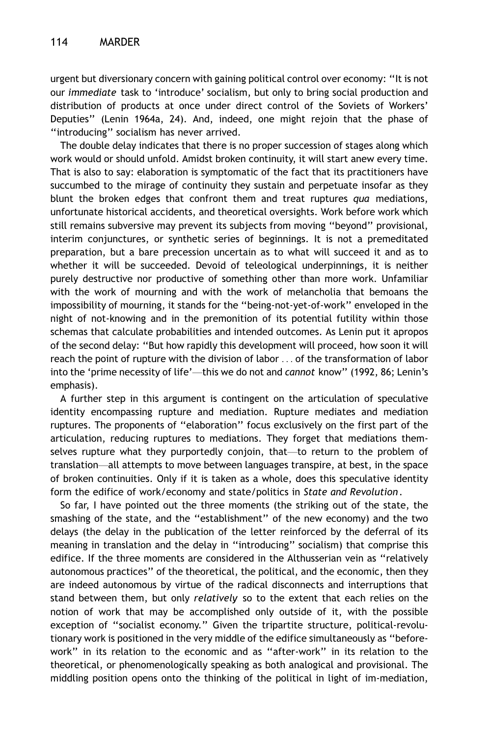urgent but diversionary concern with gaining political control over economy: "It is not our *immediate* task to 'introduce' socialism, but only to bring social production and distribution of products at once under direct control of the Soviets of Workers' Deputies" (Lenin 1964a, 24). And, indeed, one might rejoin that the phase of "introducing" socialism has never arrived.

The double delay indicates that there is no proper succession of stages along which work would or should unfold. Amidst broken continuity, it will start anew every time. That is also to say: elaboration is symptomatic of the fact that its practitioners have succumbed to the mirage of continuity they sustain and perpetuate insofar as they blunt the broken edges that confront them and treat ruptures *qua* mediations, unfortunate historical accidents, and theoretical oversights. Work before work which still remains subversive may prevent its subjects from moving "beyond" provisional, interim conjunctures, or synthetic series of beginnings. It is not a premeditated preparation, but a bare precession uncertain as to what will succeed it and as to whether it will be succeeded. Devoid of teleological underpinnings, it is neither purely destructive nor productive of something other than more work. Unfamiliar with the work of mourning and with the work of melancholia that bemoans the impossibility of mourning, it stands for the "being-not-yet-of-work" enveloped in the night of not-knowing and in the premonition of its potential futility within those schemas that calculate probabilities and intended outcomes. As Lenin put it apropos of the second delay: "But how rapidly this development will proceed, how soon it will reach the point of rupture with the division of labor ... of the transformation of labor into the 'prime necessity of life'—this we do not and *cannot* know" (1992, 86; Lenin's emphasis).

A further step in this argument is contingent on the articulation of speculative identity encompassing rupture and mediation. Rupture mediates and mediation ruptures. The proponents of "elaboration" focus exclusively on the first part of the articulation, reducing ruptures to mediations. They forget that mediations themselves rupture what they purportedly conjoin, that—to return to the problem of translation—all attempts to move between languages transpire, at best, in the space of broken continuities. Only if it is taken as a whole, does this speculative identity form the edifice of work/economy and state/politics in *State and Revolution*.

So far, I have pointed out the three moments (the striking out of the state, the smashing of the state, and the "establishment" of the new economy) and the two delays (the delay in the publication of the letter reinforced by the deferral of its meaning in translation and the delay in "introducing" socialism) that comprise this edifice. If the three moments are considered in the Althusserian vein as "relatively autonomous practices" of the theoretical, the political, and the economic, then they are indeed autonomous by virtue of the radical disconnects and interruptions that stand between them, but only *relatively* so to the extent that each relies on the notion of work that may be accomplished only outside of it, with the possible exception of "socialist economy." Given the tripartite structure, political-revolutionary work is positioned in the very middle of the edifice simultaneously as "before-work" in its relation to the economic and as "after-work" in its relation to the theoretical, or phenomenologically speaking as both analogical and provisional. The middling position opens onto the thinking of the political in light of im-mediation,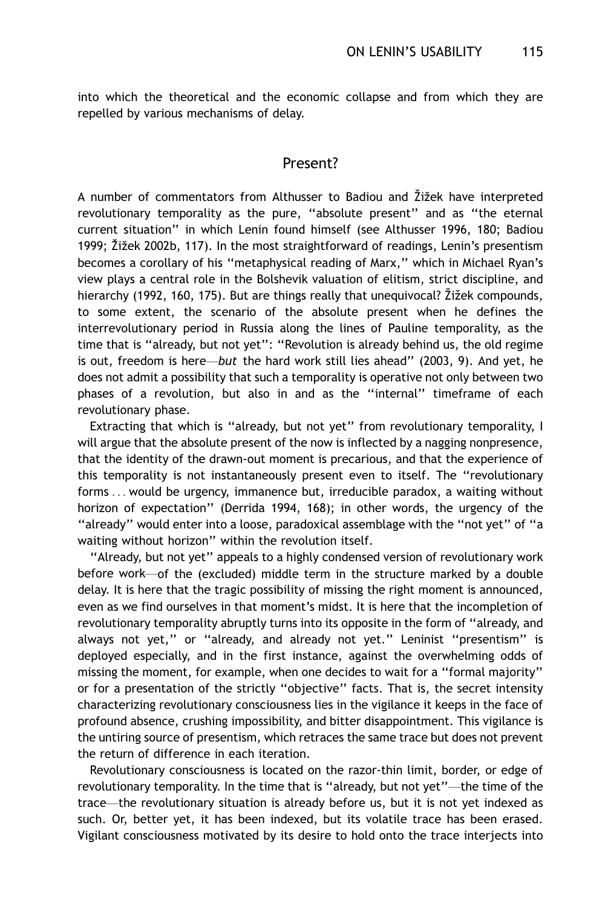into which the theoretical and the economic collapse and from which they are repelled by various mechanisms of delay.

## Present?

A number of commentators from Althusser to Badiou and Žižek have interpreted revolutionary temporality as the pure, "absolute present" and as "the eternal current situation" in which Lenin found himself (see Althusser 1996, 180; Badiou 1999; Žižek 2002b, 117). In the most straightforward of readings, Lenin's presentism becomes a corollary of his "metaphysical reading of Marx," which in Michael Ryan's view plays a central role in the Bolshevik valuation of elitism, strict discipline, and hierarchy (1992, 160, 175). But are things really that unequivocal? Žižek compounds, to some extent, the scenario of the absolute present when he defines the interrevolutionary period in Russia along the lines of Pauline temporality, as the time that is "already, but not yet": "Revolution is already behind us, the old regime is out, freedom is here—*but* the hard work still lies ahead" (2003, 9). And yet, he does not admit a possibility that such a temporality is operative not only between two phases of a revolution, but also in and as the "internal" timeframe of each revolutionary phase.

Extracting that which is "already, but not yet" from revolutionary temporality, I will argue that the absolute present of the now is inflected by a nagging nonpresence, that the identity of the drawn-out moment is precarious, and that the experience of this temporality is not instantaneously present even to itself. The "revolutionary forms . . . would be urgency, immanence but, irreducible paradox, a waiting without horizon of expectation" (Derrida 1994, 168); in other words, the urgency of the "already" would enter into a loose, paradoxical assemblage with the "not yet" of "a waiting without horizon" within the revolution itself.

"Already, but not yet" appeals to a highly condensed version of revolutionary work before work—of the (excluded) middle term in the structure marked by a double delay. It is here that the tragic possibility of missing the right moment is announced, even as we find ourselves in that moment's midst. It is here that the incompletion of revolutionary temporality abruptly turns into its opposite in the form of "already, and always not yet," or "already, and already not yet." Leninist "presentism" is deployed especially, and in the first instance, against the overwhelming odds of missing the moment, for example, when one decides to wait for a "formal majority" or for a presentation of the strictly "objective" facts. That is, the secret intensity characterizing revolutionary consciousness lies in the vigilance it keeps in the face of profound absence, crushing impossibility, and bitter disappointment. This vigilance is the untiring source of presentism, which retraces the same trace but does not prevent the return of difference in each iteration.

Revolutionary consciousness is located on the razor-thin limit, border, or edge of revolutionary temporality. In the time that is "already, but not yet"—the time of the trace—the revolutionary situation is already before us, but it is not yet indexed as such. Or, better yet, it has been indexed, but its volatile trace has been erased. Vigilant consciousness motivated by its desire to hold onto the trace interjects into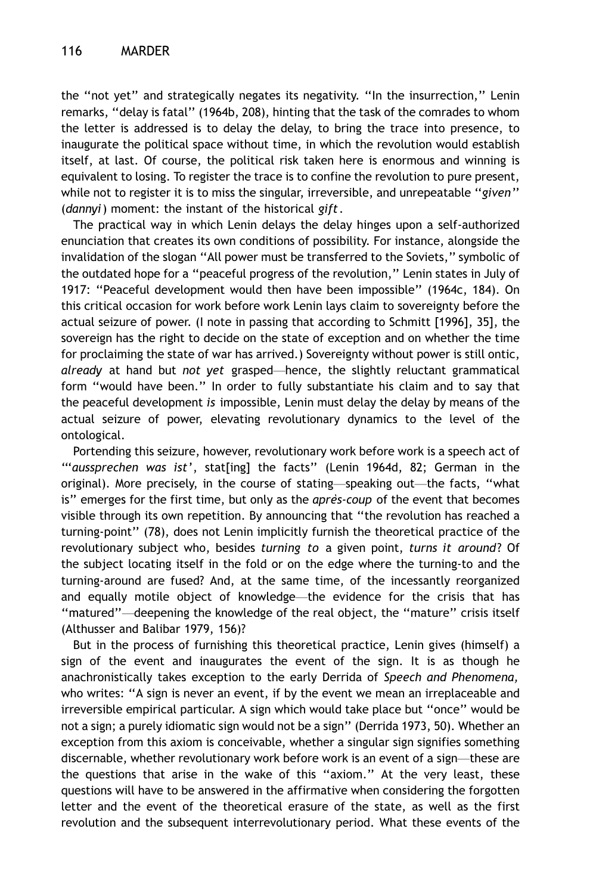the "not yet" and strategically negates its negativity. "In the insurrection," Lenin remarks, "delay is fatal" (1964b, 208), hinting that the task of the comrades to whom the letter is addressed is to delay the delay, to bring the trace into presence, to inaugurate the political space without time, in which the revolution would establish itself, at last. Of course, the political risk taken here is enormous and winning is equivalent to losing. To register the trace is to confine the revolution to pure present, while not to register it is to miss the singular, irreversible, and unrepeatable "*given*" (*dannyi*) moment: the instant of the historical *gift*.

The practical way in which Lenin delays the delay hinges upon a self-authorized enunciation that creates its own conditions of possibility. For instance, alongside the invalidation of the slogan "All power must be transferred to the Soviets," symbolic of the outdated hope for a "peaceful progress of the revolution," Lenin states in July of 1917: "Peaceful development would then have been impossible" (1964c, 184). On this critical occasion for work before work Lenin lays claim to sovereignty before the actual seizure of power. (I note in passing that according to Schmitt [1996], 35], the sovereign has the right to decide on the state of exception and on whether the time for proclaiming the state of war has arrived.) Sovereignty without power is still ontic, *already* at hand but *not yet* grasped—hence, the slightly reluctant grammatical form "would have been." In order to fully substantiate his claim and to say that the peaceful development *is* impossible, Lenin must delay the delay by means of the actual seizure of power, elevating revolutionary dynamics to the level of the ontological.

Portending this seizure, however, revolutionary work before work is a speech act of "'*aussprechen was ist*', stat[ing] the facts" (Lenin 1964d, 82; German in the original). More precisely, in the course of stating—speaking out—the facts, "what is" emerges for the first time, but only as the *après-coup* of the event that becomes visible through its own repetition. By announcing that "the revolution has reached a turning-point" (78), does not Lenin implicitly furnish the theoretical practice of the revolutionary subject who, besides *turning to* a given point, *turns it around*? Of the subject locating itself in the fold or on the edge where the turning-to and the turning-around are fused? And, at the same time, of the incessantly reorganized and equally motile object of knowledge—the evidence for the crisis that has "matured"—deepening the knowledge of the real object, the "mature" crisis itself (Althusser and Balibar 1979, 156)?

But in the process of furnishing this theoretical practice, Lenin gives (himself) a sign of the event and inaugurates the event of the sign. It is as though he anachronistically takes exception to the early Derrida of *Speech and Phenomena,* who writes: "A sign is never an event, if by the event we mean an irreplaceable and irreversible empirical particular. A sign which would take place but "once" would be not a sign; a purely idiomatic sign would not be a sign" (Derrida 1973, 50). Whether an exception from this axiom is conceivable, whether a singular sign signifies something discernable, whether revolutionary work before work is an event of a sign—these are the questions that arise in the wake of this "axiom." At the very least, these questions will have to be answered in the affirmative when considering the forgotten letter and the event of the theoretical erasure of the state, as well as the first revolution and the subsequent interrevolutionary period. What these events of the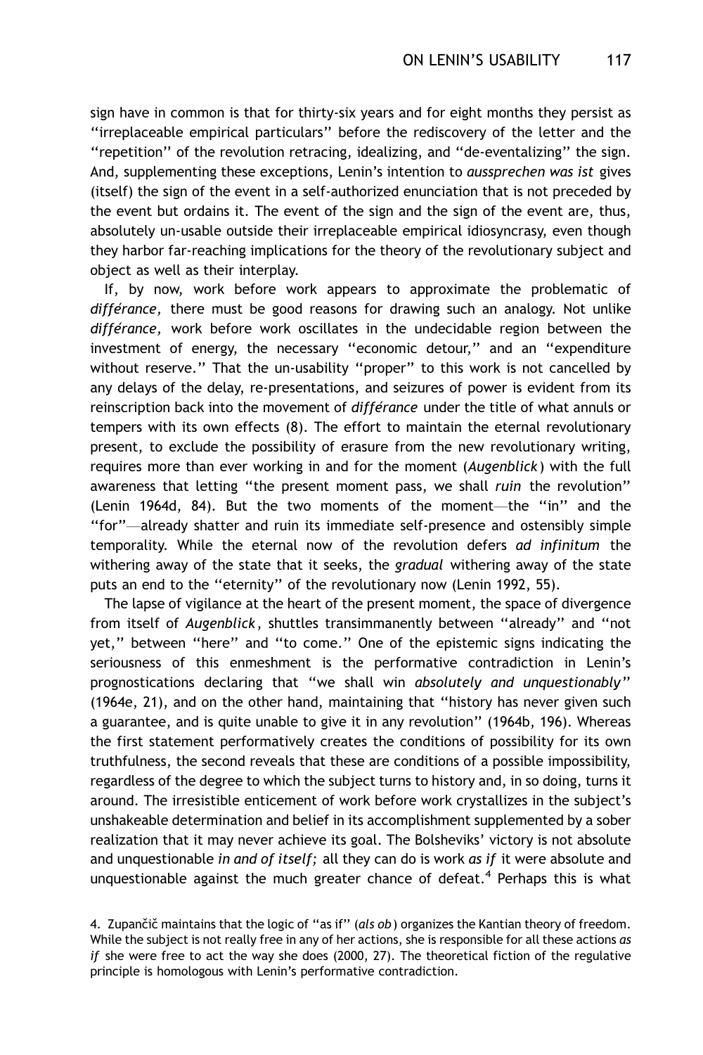sign have in common is that for thirty-six years and for eight months they persist as "irreplaceable empirical particulars" before the rediscovery of the letter and the "repetition" of the revolution retracing, idealizing, and "de-eventalizing" the sign. And, supplementing these exceptions, Lenin's intention to *aussprechen was ist* gives (itself) the sign of the event in a self-authorized enunciation that is not preceded by the event but ordains it. The event of the sign and the sign of the event are, thus, absolutely un-usable outside their irreplaceable empirical idiosyncrasy, even though they harbor far-reaching implications for the theory of the revolutionary subject and object as well as their interplay.

If, by now, work before work appears to approximate the problematic of *différance,* there must be good reasons for drawing such an analogy. Not unlike *différance,* work before work oscillates in the undecidable region between the investment of energy, the necessary "economic detour," and an "expenditure without reserve." That the un-usability "proper" to this work is not cancelled by any delays of the delay, re-presentations, and seizures of power is evident from its reinscription back into the movement of *différance* under the title of what annuls or tempers with its own effects (8). The effort to maintain the eternal revolutionary present, to exclude the possibility of erasure from the new revolutionary writing, requires more than ever working in and for the moment (*Augenblick*) with the full awareness that letting "the present moment pass, we shall *ruin* the revolution" (Lenin 1964d, 84). But the two moments of the moment—the "in" and the "for"—already shatter and ruin its immediate self-presence and ostensibly simple temporality. While the eternal now of the revolution defers *ad infinitum* the withering away of the state that it seeks, the *gradual* withering away of the state puts an end to the "eternity" of the revolutionary now (Lenin 1992, 55).

The lapse of vigilance at the heart of the present moment, the space of divergence from itself of *Augenblick*, shuttles transimmanently between "already" and "not yet," between "here" and "to come." One of the epistemic signs indicating the seriousness of this enmeshment is the performative contradiction in Lenin's prognostications declaring that "we shall win *absolutely and unquestionably*" (1964e, 21), and on the other hand, maintaining that "history has never given such a guarantee, and is quite unable to give it in any revolution" (1964b, 196). Whereas the first statement performatively creates the conditions of possibility for its own truthfulness, the second reveals that these are conditions of a possible impossibility, regardless of the degree to which the subject turns to history and, in so doing, turns it around. The irresistible enticement of work before work crystallizes in the subject's unshakeable determination and belief in its accomplishment supplemented by a sober realization that it may never achieve its goal. The Bolsheviks' victory is not absolute and unquestionable *in and of itself;* all they can do is work *as if* it were absolute and unquestionable against the much greater chance of defeat.[4] Perhaps this is what

4. Zupančič maintains that the logic of "as if" (*als ob*) organizes the Kantian theory of freedom. While the subject is not really free in any of her actions, she is responsible for all these actions *as if* she were free to act the way she does (2000, 27). The theoretical fiction of the regulative principle is homologous with Lenin's performative contradiction.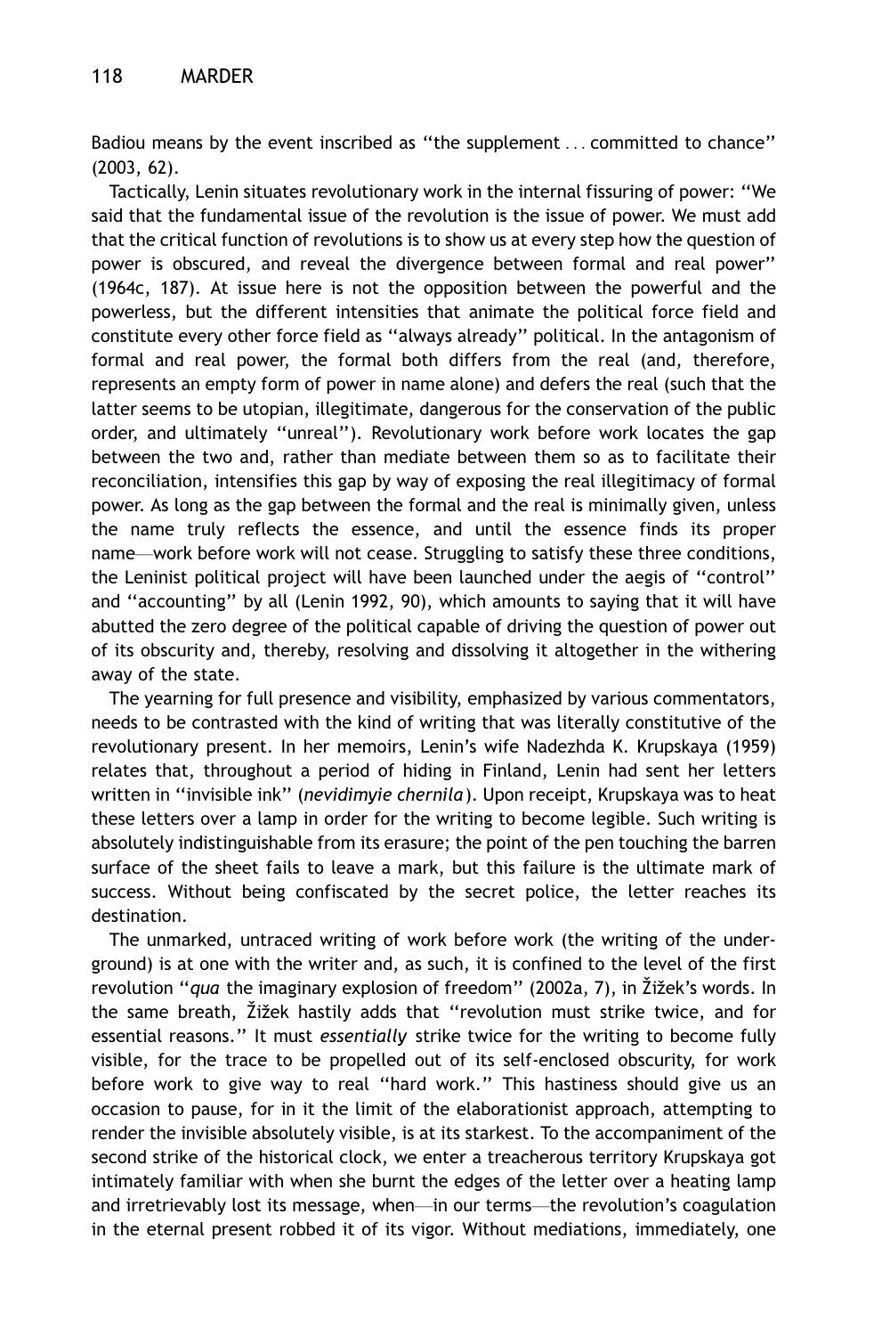Badiou means by the event inscribed as "the supplement ... committed to chance" (2003, 62).

Tactically, Lenin situates revolutionary work in the internal fissuring of power: "We said that the fundamental issue of the revolution is the issue of power. We must add that the critical function of revolutions is to show us at every step how the question of power is obscured, and reveal the divergence between formal and real power" (1964c, 187). At issue here is not the opposition between the powerful and the powerless, but the different intensities that animate the political force field and constitute every other force field as "always already" political. In the antagonism of formal and real power, the formal both differs from the real (and, therefore, represents an empty form of power in name alone) and defers the real (such that the latter seems to be utopian, illegitimate, dangerous for the conservation of the public order, and ultimately "unreal"). Revolutionary work before work locates the gap between the two and, rather than mediate between them so as to facilitate their reconciliation, intensifies this gap by way of exposing the real illegitimacy of formal power. As long as the gap between the formal and the real is minimally given, unless the name truly reflects the essence, and until the essence finds its proper name—work before work will not cease. Struggling to satisfy these three conditions, the Leninist political project will have been launched under the aegis of "control" and "accounting" by all (Lenin 1992, 90), which amounts to saying that it will have abutted the zero degree of the political capable of driving the question of power out of its obscurity and, thereby, resolving and dissolving it altogether in the withering away of the state.

The yearning for full presence and visibility, emphasized by various commentators, needs to be contrasted with the kind of writing that was literally constitutive of the revolutionary present. In her memoirs, Lenin's wife Nadezhda K. Krupskaya (1959) relates that, throughout a period of hiding in Finland, Lenin had sent her letters written in "invisible ink" (*nevidimyie chernila*). Upon receipt, Krupskaya was to heat these letters over a lamp in order for the writing to become legible. Such writing is absolutely indistinguishable from its erasure; the point of the pen touching the barren surface of the sheet fails to leave a mark, but this failure is the ultimate mark of success. Without being confiscated by the secret police, the letter reaches its destination.

The unmarked, untraced writing of work before work (the writing of the underground) is at one with the writer and, as such, it is confined to the level of the first revolution "*qua* the imaginary explosion of freedom" (2002a, 7), in Žižek's words. In the same breath, Žižek hastily adds that "revolution must strike twice, and for essential reasons." It must *essentially* strike twice for the writing to become fully visible, for the trace to be propelled out of its self-enclosed obscurity, for work before work to give way to real "hard work." This hastiness should give us an occasion to pause, for in it the limit of the elaborationist approach, attempting to render the invisible absolutely visible, is at its starkest. To the accompaniment of the second strike of the historical clock, we enter a treacherous territory Krupskaya got intimately familiar with when she burnt the edges of the letter over a heating lamp and irretrievably lost its message, when—in our terms—the revolution's coagulation in the eternal present robbed it of its vigor. Without mediations, immediately, one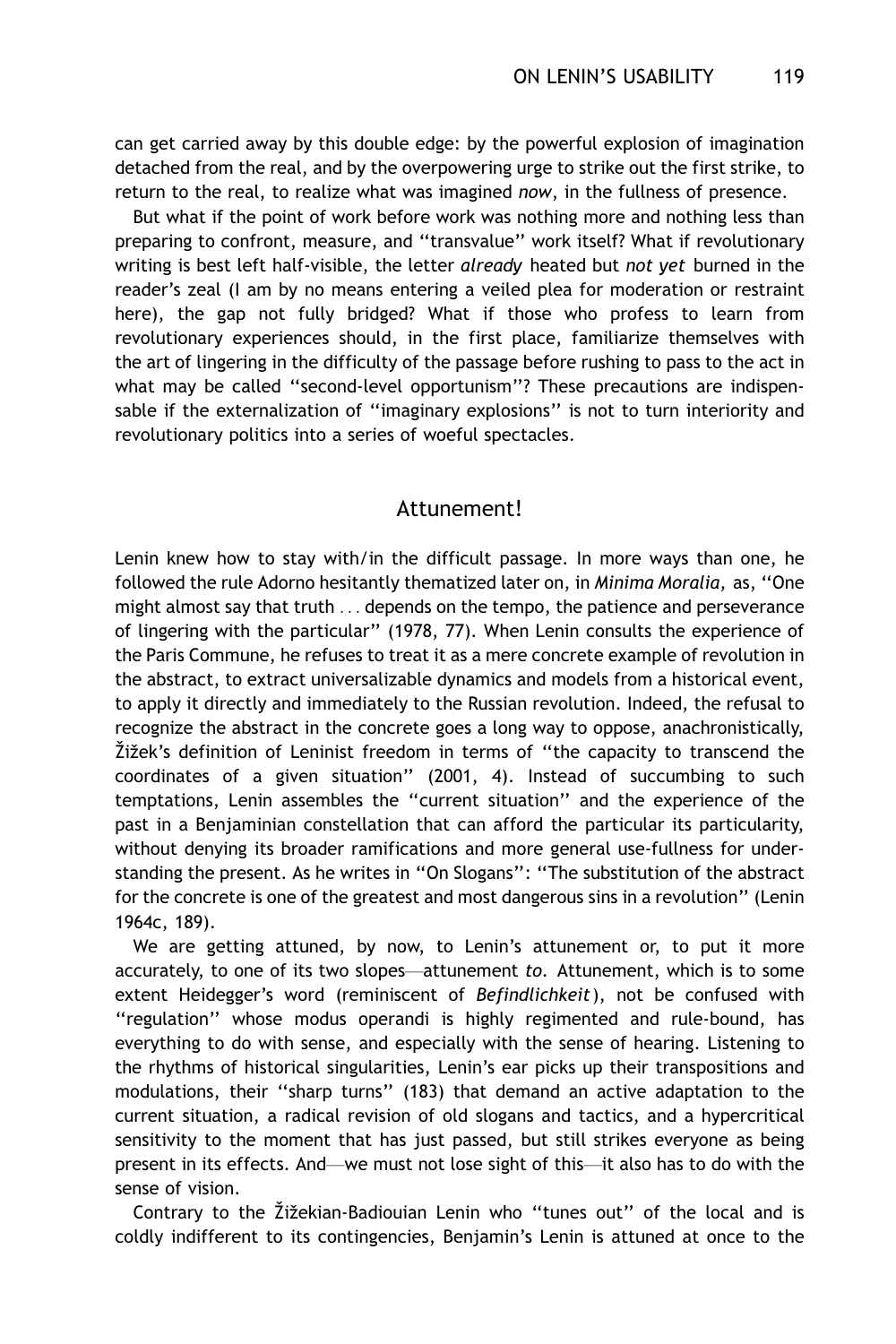can get carried away by this double edge: by the powerful explosion of imagination detached from the real, and by the overpowering urge to strike out the first strike, to return to the real, to realize what was imagined *now*, in the fullness of presence.

But what if the point of work before work was nothing more and nothing less than preparing to confront, measure, and ''transvalue'' work itself? What if revolutionary writing is best left half-visible, the letter *already* heated but *not yet* burned in the reader's zeal (I am by no means entering a veiled plea for moderation or restraint here), the gap not fully bridged? What if those who profess to learn from revolutionary experiences should, in the first place, familiarize themselves with the art of lingering in the difficulty of the passage before rushing to pass to the act in what may be called ''second-level opportunism''? These precautions are indispensable if the externalization of ''imaginary explosions'' is not to turn interiority and revolutionary politics into a series of woeful spectacles.

## Attunement!

Lenin knew how to stay with/in the difficult passage. In more ways than one, he followed the rule Adorno hesitantly thematized later on, in *Minima Moralia,* as, ''One might almost say that truth ... depends on the tempo, the patience and perseverance of lingering with the particular'' (1978, 77). When Lenin consults the experience of the Paris Commune, he refuses to treat it as a mere concrete example of revolution in the abstract, to extract universalizable dynamics and models from a historical event, to apply it directly and immediately to the Russian revolution. Indeed, the refusal to recognize the abstract in the concrete goes a long way to oppose, anachronistically, Žižek's definition of Leninist freedom in terms of ''the capacity to transcend the coordinates of a given situation'' (2001, 4). Instead of succumbing to such temptations, Lenin assembles the ''current situation'' and the experience of the past in a Benjaminian constellation that can afford the particular its particularity, without denying its broader ramifications and more general use-fullness for understanding the present. As he writes in ''On Slogans'': ''The substitution of the abstract for the concrete is one of the greatest and most dangerous sins in a revolution'' (Lenin 1964c, 189).

We are getting attuned, by now, to Lenin's attunement or, to put it more accurately, to one of its two slopes—attunement *to*. Attunement, which is to some extent Heidegger's word (reminiscent of *Befindlichkeit*), not be confused with ''regulation'' whose modus operandi is highly regimented and rule-bound, has everything to do with sense, and especially with the sense of hearing. Listening to the rhythms of historical singularities, Lenin's ear picks up their transpositions and modulations, their ''sharp turns'' (183) that demand an active adaptation to the current situation, a radical revision of old slogans and tactics, and a hypercritical sensitivity to the moment that has just passed, but still strikes everyone as being present in its effects. And—we must not lose sight of this—it also has to do with the sense of vision.

Contrary to the Žižekian-Badiouian Lenin who ''tunes out'' of the local and is coldly indifferent to its contingencies, Benjamin's Lenin is attuned at once to the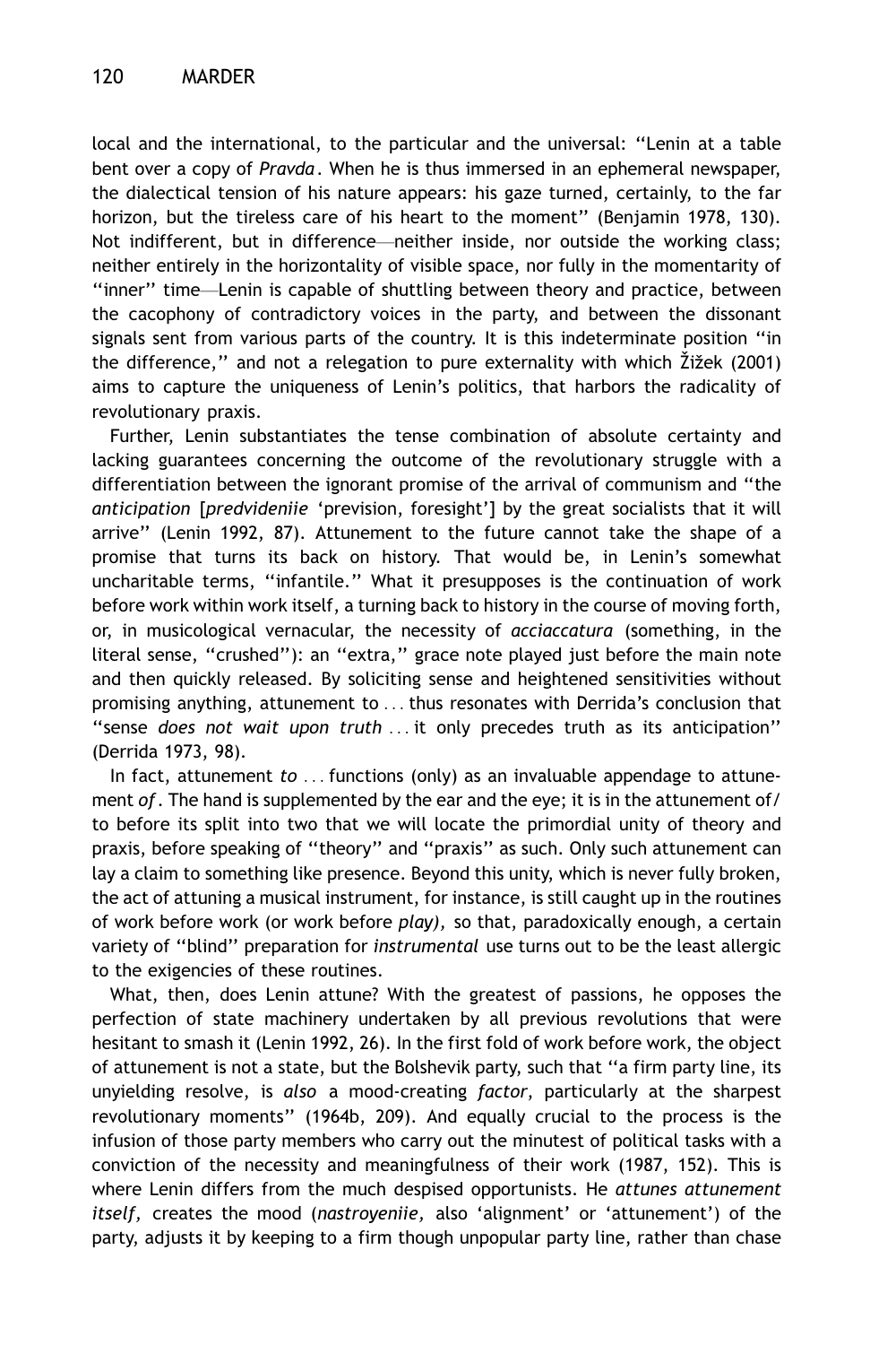local and the international, to the particular and the universal: "Lenin at a table bent over a copy of *Pravda*. When he is thus immersed in an ephemeral newspaper, the dialectical tension of his nature appears: his gaze turned, certainly, to the far horizon, but the tireless care of his heart to the moment" (Benjamin 1978, 130). Not indifferent, but in difference—neither inside, nor outside the working class; neither entirely in the horizontality of visible space, nor fully in the momentarity of "inner" time—Lenin is capable of shuttling between theory and practice, between the cacophony of contradictory voices in the party, and between the dissonant signals sent from various parts of the country. It is this indeterminate position "in the difference," and not a relegation to pure externality with which Žižek (2001) aims to capture the uniqueness of Lenin's politics, that harbors the radicality of revolutionary praxis.

Further, Lenin substantiates the tense combination of absolute certainty and lacking guarantees concerning the outcome of the revolutionary struggle with a differentiation between the ignorant promise of the arrival of communism and "the *anticipation* [*predvideniie* 'prevision, foresight'] by the great socialists that it will arrive" (Lenin 1992, 87). Attunement to the future cannot take the shape of a promise that turns its back on history. That would be, in Lenin's somewhat uncharitable terms, "infantile." What it presupposes is the continuation of work before work within work itself, a turning back to history in the course of moving forth, or, in musicological vernacular, the necessity of *acciaccatura* (something, in the literal sense, "crushed"): an "extra," grace note played just before the main note and then quickly released. By soliciting sense and heightened sensitivities without promising anything, attunement to ... thus resonates with Derrida's conclusion that "sense *does not wait upon truth* ... it only precedes truth as its anticipation" (Derrida 1973, 98).

In fact, attunement *to* ... functions (only) as an invaluable appendage to attunement *of*. The hand is supplemented by the ear and the eye; it is in the attunement of/to before its split into two that we will locate the primordial unity of theory and praxis, before speaking of "theory" and "praxis" as such. Only such attunement can lay a claim to something like presence. Beyond this unity, which is never fully broken, the act of attuning a musical instrument, for instance, is still caught up in the routines of work before work (or work before *play),* so that, paradoxically enough, a certain variety of "blind" preparation for *instrumental* use turns out to be the least allergic to the exigencies of these routines.

What, then, does Lenin attune? With the greatest of passions, he opposes the perfection of state machinery undertaken by all previous revolutions that were hesitant to smash it (Lenin 1992, 26). In the first fold of work before work, the object of attunement is not a state, but the Bolshevik party, such that "a firm party line, its unyielding resolve, is *also* a mood-creating *factor*, particularly at the sharpest revolutionary moments" (1964b, 209). And equally crucial to the process is the infusion of those party members who carry out the minutest of political tasks with a conviction of the necessity and meaningfulness of their work (1987, 152). This is where Lenin differs from the much despised opportunists. He *attunes attunement itself,* creates the mood (*nastroyeniie,* also 'alignment' or 'attunement') of the party, adjusts it by keeping to a firm though unpopular party line, rather than chase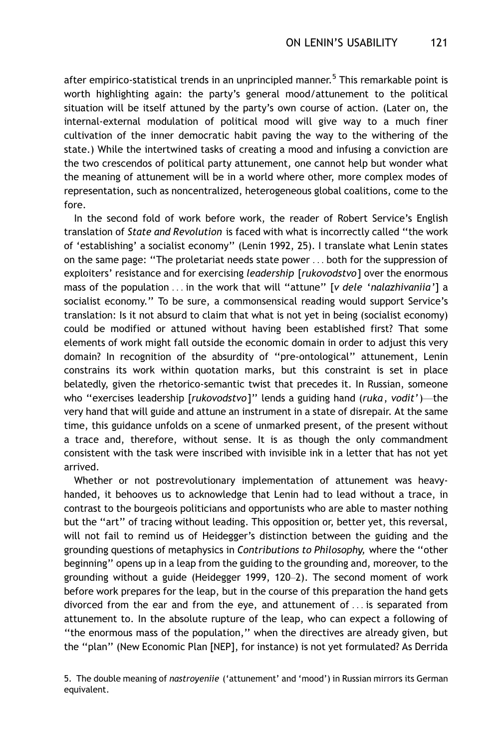after empirico-statistical trends in an unprincipled manner.[5] This remarkable point is worth highlighting again: the party's general mood/attunement to the political situation will be itself attuned by the party's own course of action. (Later on, the internal-external modulation of political mood will give way to a much finer cultivation of the inner democratic habit paving the way to the withering of the state.) While the intertwined tasks of creating a mood and infusing a conviction are the two crescendos of political party attunement, one cannot help but wonder what the meaning of attunement will be in a world where other, more complex modes of representation, such as noncentralized, heterogeneous global coalitions, come to the fore.

In the second fold of work before work, the reader of Robert Service's English translation of *State and Revolution* is faced with what is incorrectly called "the work of 'establishing' a socialist economy" (Lenin 1992, 25). I translate what Lenin states on the same page: "The proletariat needs state power . . . both for the suppression of exploiters' resistance and for exercising *leadership* [*rukovodstvo*] over the enormous mass of the population . . . in the work that will "attune" [*v dele 'nalazhivaniia'*] a socialist economy." To be sure, a commonsensical reading would support Service's translation: Is it not absurd to claim that what is not yet in being (socialist economy) could be modified or attuned without having been established first? That some elements of work might fall outside the economic domain in order to adjust this very domain? In recognition of the absurdity of "pre-ontological" attunement, Lenin constrains its work within quotation marks, but this constraint is set in place belatedly, given the rhetorico-semantic twist that precedes it. In Russian, someone who "exercises leadership [*rukovodstvo*]" lends a guiding hand (*ruka*, *vodit'*)—the very hand that will guide and attune an instrument in a state of disrepair. At the same time, this guidance unfolds on a scene of unmarked present, of the present without a trace and, therefore, without sense. It is as though the only commandment consistent with the task were inscribed with invisible ink in a letter that has not yet arrived.

Whether or not postrevolutionary implementation of attunement was heavy-handed, it behooves us to acknowledge that Lenin had to lead without a trace, in contrast to the bourgeois politicians and opportunists who are able to master nothing but the "art" of tracing without leading. This opposition or, better yet, this reversal, will not fail to remind us of Heidegger's distinction between the guiding and the grounding questions of metaphysics in *Contributions to Philosophy,* where the "other beginning" opens up in a leap from the guiding to the grounding and, moreover, to the grounding without a guide (Heidegger 1999, 120–2). The second moment of work before work prepares for the leap, but in the course of this preparation the hand gets divorced from the ear and from the eye, and attunement of . . . is separated from attunement to. In the absolute rupture of the leap, who can expect a following of "the enormous mass of the population," when the directives are already given, but the "plan" (New Economic Plan [NEP], for instance) is not yet formulated? As Derrida

5. The double meaning of *nastroyeniie* ('attunement' and 'mood') in Russian mirrors its German equivalent.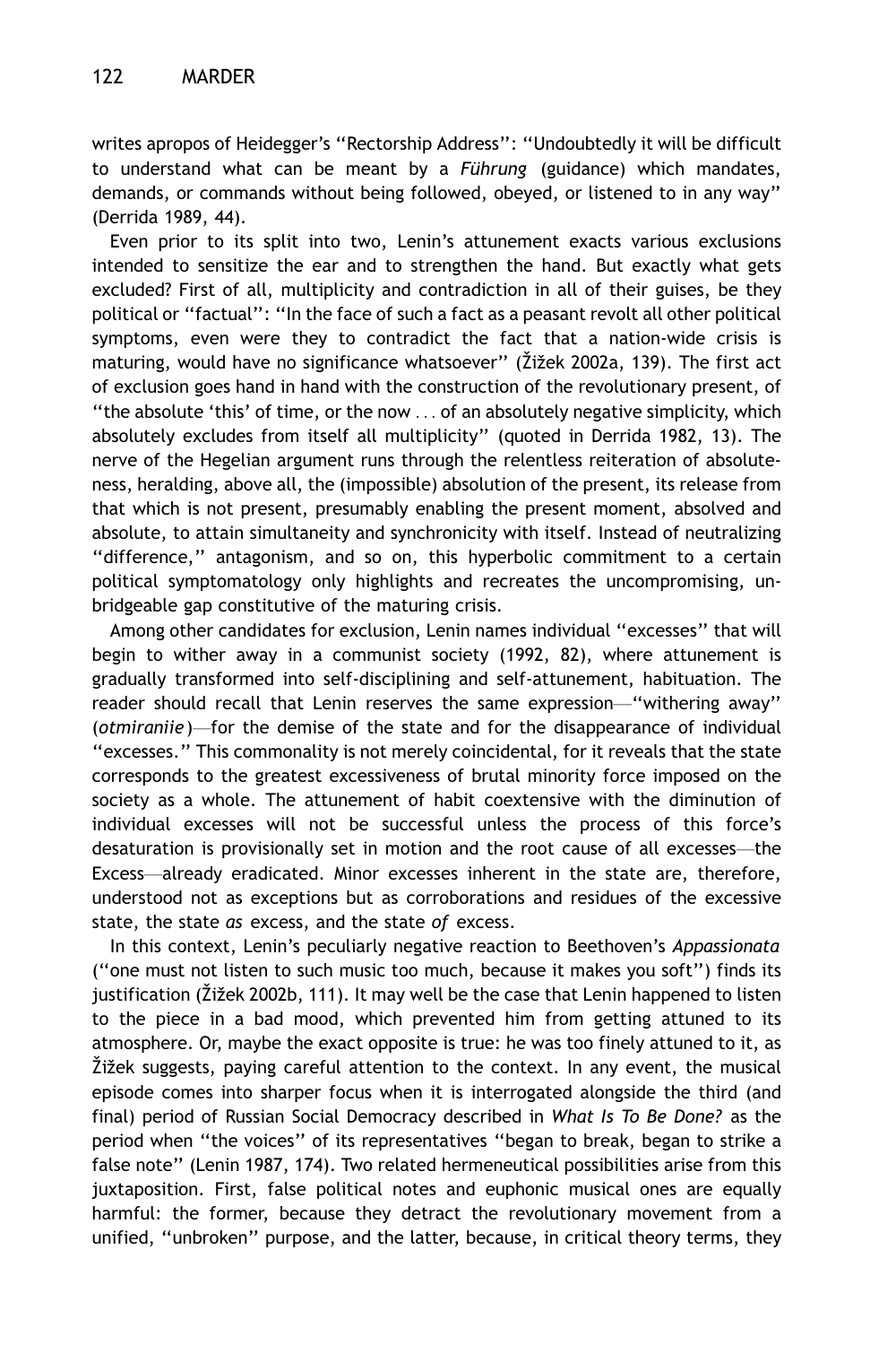writes apropos of Heidegger's "Rectorship Address": "Undoubtedly it will be difficult to understand what can be meant by a *Führung* (guidance) which mandates, demands, or commands without being followed, obeyed, or listened to in any way" (Derrida 1989, 44).

Even prior to its split into two, Lenin's attunement exacts various exclusions intended to sensitize the ear and to strengthen the hand. But exactly what gets excluded? First of all, multiplicity and contradiction in all of their guises, be they political or "factual": "In the face of such a fact as a peasant revolt all other political symptoms, even were they to contradict the fact that a nation-wide crisis is maturing, would have no significance whatsoever" (Žižek 2002a, 139). The first act of exclusion goes hand in hand with the construction of the revolutionary present, of "the absolute 'this' of time, or the now ... of an absolutely negative simplicity, which absolutely excludes from itself all multiplicity" (quoted in Derrida 1982, 13). The nerve of the Hegelian argument runs through the relentless reiteration of absoluteness, heralding, above all, the (impossible) absolution of the present, its release from that which is not present, presumably enabling the present moment, absolved and absolute, to attain simultaneity and synchronicity with itself. Instead of neutralizing "difference," antagonism, and so on, this hyperbolic commitment to a certain political symptomatology only highlights and recreates the uncompromising, unbridgeable gap constitutive of the maturing crisis.

Among other candidates for exclusion, Lenin names individual "excesses" that will begin to wither away in a communist society (1992, 82), where attunement is gradually transformed into self-disciplining and self-attunement, habituation. The reader should recall that Lenin reserves the same expression—"withering away" (*otmiraniie*)—for the demise of the state and for the disappearance of individual "excesses." This commonality is not merely coincidental, for it reveals that the state corresponds to the greatest excessiveness of brutal minority force imposed on the society as a whole. The attunement of habit coextensive with the diminution of individual excesses will not be successful unless the process of this force's desaturation is provisionally set in motion and the root cause of all excesses—the Excess—already eradicated. Minor excesses inherent in the state are, therefore, understood not as exceptions but as corroborations and residues of the excessive state, the state *as* excess, and the state *of* excess.

In this context, Lenin's peculiarly negative reaction to Beethoven's *Appassionata* ("one must not listen to such music too much, because it makes you soft") finds its justification (Žižek 2002b, 111). It may well be the case that Lenin happened to listen to the piece in a bad mood, which prevented him from getting attuned to its atmosphere. Or, maybe the exact opposite is true: he was too finely attuned to it, as Žižek suggests, paying careful attention to the context. In any event, the musical episode comes into sharper focus when it is interrogated alongside the third (and final) period of Russian Social Democracy described in *What Is To Be Done?* as the period when "the voices" of its representatives "began to break, began to strike a false note" (Lenin 1987, 174). Two related hermeneutical possibilities arise from this juxtaposition. First, false political notes and euphonic musical ones are equally harmful: the former, because they detract the revolutionary movement from a unified, "unbroken" purpose, and the latter, because, in critical theory terms, they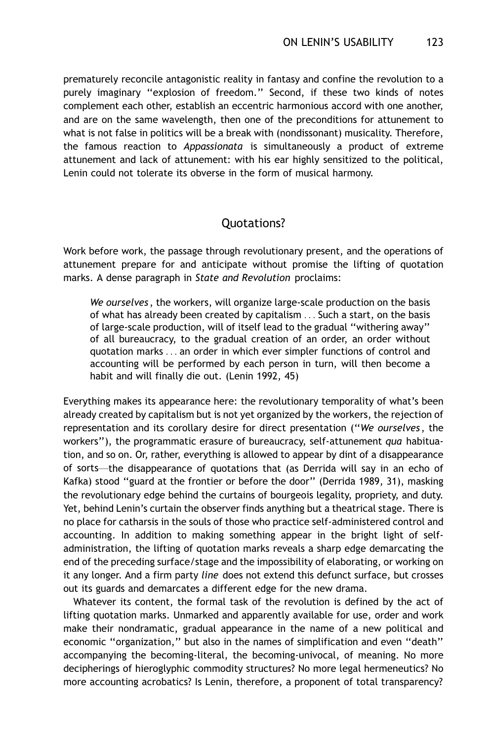prematurely reconcile antagonistic reality in fantasy and confine the revolution to a purely imaginary "explosion of freedom." Second, if these two kinds of notes complement each other, establish an eccentric harmonious accord with one another, and are on the same wavelength, then one of the preconditions for attunement to what is not false in politics will be a break with (nondissonant) musicality. Therefore, the famous reaction to *Appassionata* is simultaneously a product of extreme attunement and lack of attunement: with his ear highly sensitized to the political, Lenin could not tolerate its obverse in the form of musical harmony.

## Quotations?

Work before work, the passage through revolutionary present, and the operations of attunement prepare for and anticipate without promise the lifting of quotation marks. A dense paragraph in *State and Revolution* proclaims:

> *We ourselves*, the workers, will organize large-scale production on the basis of what has already been created by capitalism . . . Such a start, on the basis of large-scale production, will of itself lead to the gradual "withering away" of all bureaucracy, to the gradual creation of an order, an order without quotation marks . . . an order in which ever simpler functions of control and accounting will be performed by each person in turn, will then become a habit and will finally die out. (Lenin 1992, 45)

Everything makes its appearance here: the revolutionary temporality of what's been already created by capitalism but is not yet organized by the workers, the rejection of representation and its corollary desire for direct presentation ("*We ourselves*, the workers"), the programmatic erasure of bureaucracy, self-attunement *qua* habituation, and so on. Or, rather, everything is allowed to appear by dint of a disappearance of sorts—the disappearance of quotations that (as Derrida will say in an echo of Kafka) stood "guard at the frontier or before the door" (Derrida 1989, 31), masking the revolutionary edge behind the curtains of bourgeois legality, propriety, and duty. Yet, behind Lenin's curtain the observer finds anything but a theatrical stage. There is no place for catharsis in the souls of those who practice self-administered control and accounting. In addition to making something appear in the bright light of self-administration, the lifting of quotation marks reveals a sharp edge demarcating the end of the preceding surface/stage and the impossibility of elaborating, or working on it any longer. And a firm party *line* does not extend this defunct surface, but crosses out its guards and demarcates a different edge for the new drama.

Whatever its content, the formal task of the revolution is defined by the act of lifting quotation marks. Unmarked and apparently available for use, order and work make their nondramatic, gradual appearance in the name of a new political and economic "organization," but also in the names of simplification and even "death" accompanying the becoming-literal, the becoming-univocal, of meaning. No more decipherings of hieroglyphic commodity structures? No more legal hermeneutics? No more accounting acrobatics? Is Lenin, therefore, a proponent of total transparency?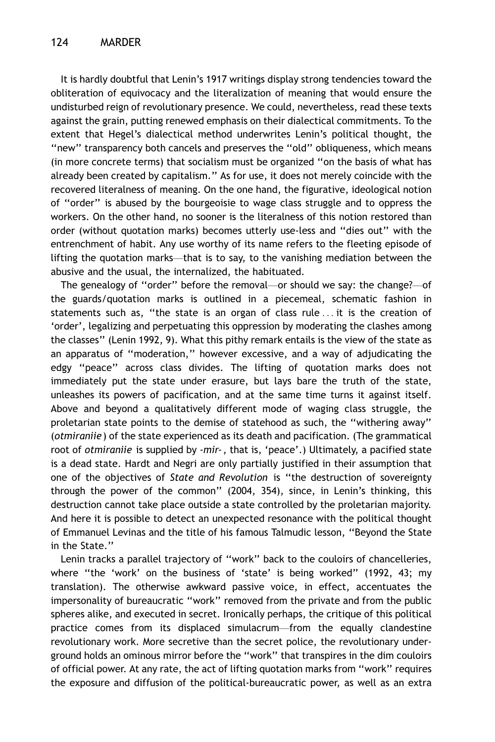It is hardly doubtful that Lenin's 1917 writings display strong tendencies toward the obliteration of equivocacy and the literalization of meaning that would ensure the undisturbed reign of revolutionary presence. We could, nevertheless, read these texts against the grain, putting renewed emphasis on their dialectical commitments. To the extent that Hegel's dialectical method underwrites Lenin's political thought, the "new" transparency both cancels and preserves the "old" obliqueness, which means (in more concrete terms) that socialism must be organized "on the basis of what has already been created by capitalism." As for use, it does not merely coincide with the recovered literalness of meaning. On the one hand, the figurative, ideological notion of "order" is abused by the bourgeoisie to wage class struggle and to oppress the workers. On the other hand, no sooner is the literalness of this notion restored than order (without quotation marks) becomes utterly use-less and "dies out" with the entrenchment of habit. Any use worthy of its name refers to the fleeting episode of lifting the quotation marks—that is to say, to the vanishing mediation between the abusive and the usual, the internalized, the habituated.

The genealogy of "order" before the removal—or should we say: the change?—of the guards/quotation marks is outlined in a piecemeal, schematic fashion in statements such as, "the state is an organ of class rule ... it is the creation of 'order', legalizing and perpetuating this oppression by moderating the clashes among the classes" (Lenin 1992, 9). What this pithy remark entails is the view of the state as an apparatus of "moderation," however excessive, and a way of adjudicating the edgy "peace" across class divides. The lifting of quotation marks does not immediately put the state under erasure, but lays bare the truth of the state, unleashes its powers of pacification, and at the same time turns it against itself. Above and beyond a qualitatively different mode of waging class struggle, the proletarian state points to the demise of statehood as such, the "withering away" (*otmiraniie*) of the state experienced as its death and pacification. (The grammatical root of *otmiraniie* is supplied by *-mir-*, that is, 'peace'.) Ultimately, a pacified state is a dead state. Hardt and Negri are only partially justified in their assumption that one of the objectives of *State and Revolution* is "the destruction of sovereignty through the power of the common" (2004, 354), since, in Lenin's thinking, this destruction cannot take place outside a state controlled by the proletarian majority. And here it is possible to detect an unexpected resonance with the political thought of Emmanuel Levinas and the title of his famous Talmudic lesson, "Beyond the State in the State."

Lenin tracks a parallel trajectory of "work" back to the couloirs of chancelleries, where "the 'work' on the business of 'state' is being worked" (1992, 43; my translation). The otherwise awkward passive voice, in effect, accentuates the impersonality of bureaucratic "work" removed from the private and from the public spheres alike, and executed in secret. Ironically perhaps, the critique of this political practice comes from its displaced simulacrum—from the equally clandestine revolutionary work. More secretive than the secret police, the revolutionary underground holds an ominous mirror before the "work" that transpires in the dim couloirs of official power. At any rate, the act of lifting quotation marks from "work" requires the exposure and diffusion of the political-bureaucratic power, as well as an extra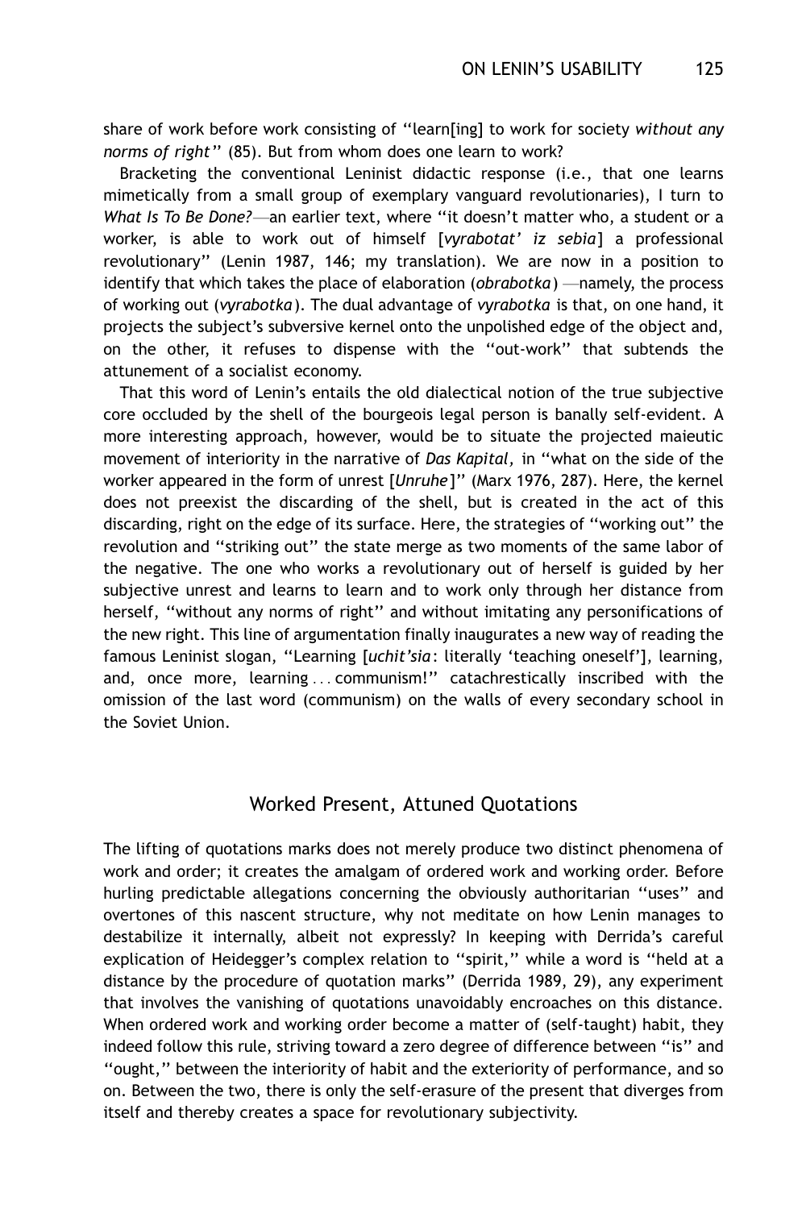share of work before work consisting of "learn[ing] to work for society *without any norms of right*" (85). But from whom does one learn to work?

Bracketing the conventional Leninist didactic response (i.e., that one learns mimetically from a small group of exemplary vanguard revolutionaries), I turn to *What Is To Be Done?*—an earlier text, where "it doesn't matter who, a student or a worker, is able to work out of himself [*vyrabotat' iz sebia*] a professional revolutionary" (Lenin 1987, 146; my translation). We are now in a position to identify that which takes the place of elaboration (*obrabotka*) —namely, the process of working out (*vyrabotka*). The dual advantage of *vyrabotka* is that, on one hand, it projects the subject's subversive kernel onto the unpolished edge of the object and, on the other, it refuses to dispense with the "out-work" that subtends the attunement of a socialist economy.

That this word of Lenin's entails the old dialectical notion of the true subjective core occluded by the shell of the bourgeois legal person is banally self-evident. A more interesting approach, however, would be to situate the projected maieutic movement of interiority in the narrative of *Das Kapital,* in "what on the side of the worker appeared in the form of unrest [*Unruhe*]" (Marx 1976, 287). Here, the kernel does not preexist the discarding of the shell, but is created in the act of this discarding, right on the edge of its surface. Here, the strategies of "working out" the revolution and "striking out" the state merge as two moments of the same labor of the negative. The one who works a revolutionary out of herself is guided by her subjective unrest and learns to learn and to work only through her distance from herself, "without any norms of right" and without imitating any personifications of the new right. This line of argumentation finally inaugurates a new way of reading the famous Leninist slogan, "Learning [*uchit'sia*: literally 'teaching oneself'], learning, and, once more, learning ... communism!" catachrestically inscribed with the omission of the last word (communism) on the walls of every secondary school in the Soviet Union.

## Worked Present, Attuned Quotations

The lifting of quotations marks does not merely produce two distinct phenomena of work and order; it creates the amalgam of ordered work and working order. Before hurling predictable allegations concerning the obviously authoritarian "uses" and overtones of this nascent structure, why not meditate on how Lenin manages to destabilize it internally, albeit not expressly? In keeping with Derrida's careful explication of Heidegger's complex relation to "spirit," while a word is "held at a distance by the procedure of quotation marks" (Derrida 1989, 29), any experiment that involves the vanishing of quotations unavoidably encroaches on this distance. When ordered work and working order become a matter of (self-taught) habit, they indeed follow this rule, striving toward a zero degree of difference between "is" and "ought," between the interiority of habit and the exteriority of performance, and so on. Between the two, there is only the self-erasure of the present that diverges from itself and thereby creates a space for revolutionary subjectivity.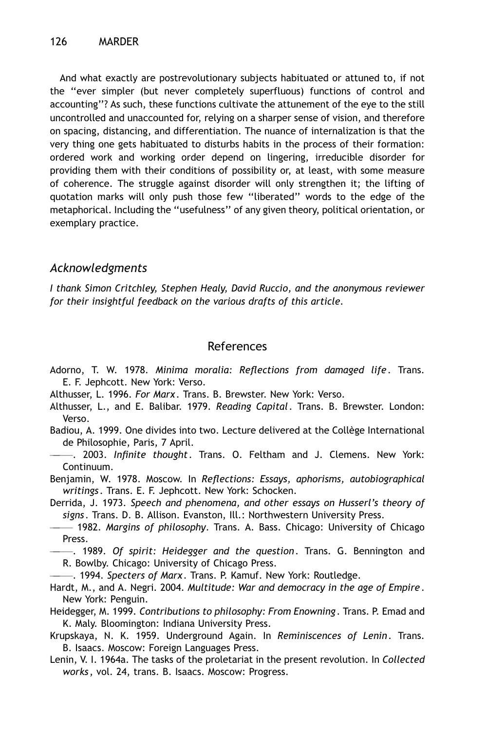And what exactly are postrevolutionary subjects habituated or attuned to, if not the "ever simpler (but never completely superfluous) functions of control and accounting"? As such, these functions cultivate the attunement of the eye to the still uncontrolled and unaccounted for, relying on a sharper sense of vision, and therefore on spacing, distancing, and differentiation. The nuance of internalization is that the very thing one gets habituated to disturbs habits in the process of their formation: ordered work and working order depend on lingering, irreducible disorder for providing them with their conditions of possibility or, at least, with some measure of coherence. The struggle against disorder will only strengthen it; the lifting of quotation marks will only push those few "liberated" words to the edge of the metaphorical. Including the "usefulness" of any given theory, political orientation, or exemplary practice.

## *Acknowledgments*

*I thank Simon Critchley, Stephen Healy, David Ruccio, and the anonymous reviewer for their insightful feedback on the various drafts of this article.*

## References

Adorno, T. W. 1978. *Minima moralia: Reflections from damaged life*. Trans. E. F. Jephcott. New York: Verso.

Althusser, L. 1996. *For Marx*. Trans. B. Brewster. New York: Verso.

Althusser, L., and E. Balibar. 1979. *Reading Capital*. Trans. B. Brewster. London: Verso.

Badiou, A. 1999. One divides into two. Lecture delivered at the Collège International de Philosophie, Paris, 7 April.

———. 2003. *Infinite thought*. Trans. O. Feltham and J. Clemens. New York: Continuum.

Benjamin, W. 1978. Moscow. In *Reflections: Essays, aphorisms, autobiographical writings*. Trans. E. F. Jephcott. New York: Schocken.

Derrida, J. 1973. *Speech and phenomena, and other essays on Husserl's theory of signs*. Trans. D. B. Allison. Evanston, Ill.: Northwestern University Press.

——— 1982. *Margins of philosophy*. Trans. A. Bass. Chicago: University of Chicago Press.

———. 1989. *Of spirit: Heidegger and the question*. Trans. G. Bennington and R. Bowlby. Chicago: University of Chicago Press.

———. 1994. *Specters of Marx*. Trans. P. Kamuf. New York: Routledge.

Hardt, M., and A. Negri. 2004. *Multitude: War and democracy in the age of Empire*. New York: Penguin.

Heidegger, M. 1999. *Contributions to philosophy: From Enowning*. Trans. P. Emad and K. Maly. Bloomington: Indiana University Press.

Krupskaya, N. K. 1959. Underground Again. In *Reminiscences of Lenin*. Trans. B. Isaacs. Moscow: Foreign Languages Press.

Lenin, V. I. 1964a. The tasks of the proletariat in the present revolution. In *Collected works*, vol. 24, trans. B. Isaacs. Moscow: Progress.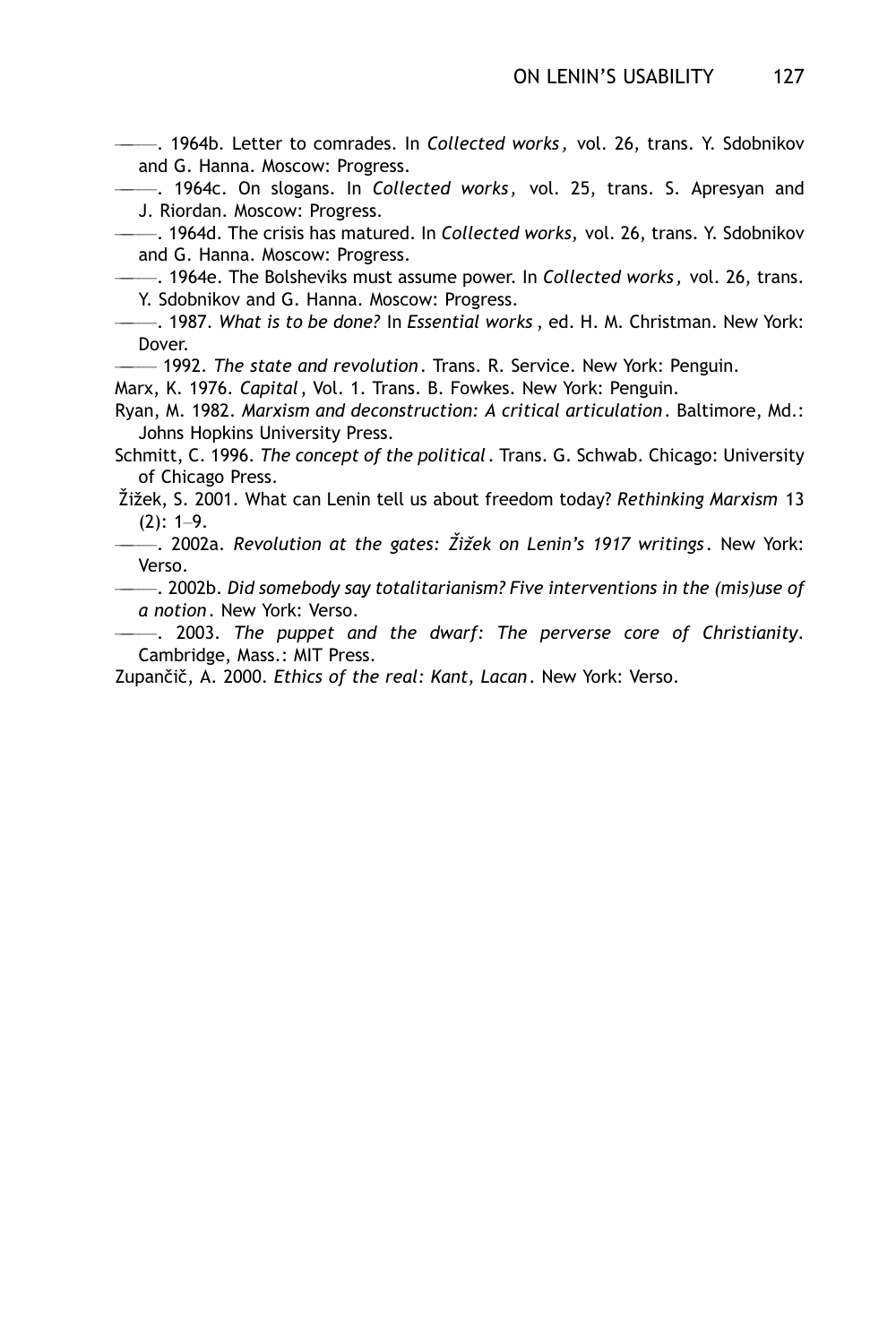———. 1964b. Letter to comrades. In *Collected works*, vol. 26, trans. Y. Sdobnikov and G. Hanna. Moscow: Progress.

———. 1964c. On slogans. In *Collected works*, vol. 25, trans. S. Apresyan and J. Riordan. Moscow: Progress.

———. 1964d. The crisis has matured. In *Collected works,* vol. 26, trans. Y. Sdobnikov and G. Hanna. Moscow: Progress.

———. 1964e. The Bolsheviks must assume power. In *Collected works*, vol. 26, trans. Y. Sdobnikov and G. Hanna. Moscow: Progress.

———. 1987. *What is to be done?* In *Essential works* , ed. H. M. Christman. New York: Dover.

——— 1992. *The state and revolution*. Trans. R. Service. New York: Penguin.

Marx, K. 1976. *Capital*, Vol. 1. Trans. B. Fowkes. New York: Penguin.

Ryan, M. 1982. *Marxism and deconstruction: A critical articulation*. Baltimore, Md.: Johns Hopkins University Press.

Schmitt, C. 1996. *The concept of the political*. Trans. G. Schwab. Chicago: University of Chicago Press.

Žižek, S. 2001. What can Lenin tell us about freedom today? *Rethinking Marxism* 13 (2): 1–9.

———. 2002a. *Revolution at the gates: Žižek on Lenin's 1917 writings*. New York: Verso.

———. 2002b. *Did somebody say totalitarianism? Five interventions in the (mis)use of a notion*. New York: Verso.

———. 2003. *The puppet and the dwarf: The perverse core of Christianity*. Cambridge, Mass.: MIT Press.

Zupančič, A. 2000. *Ethics of the real: Kant, Lacan*. New York: Verso.